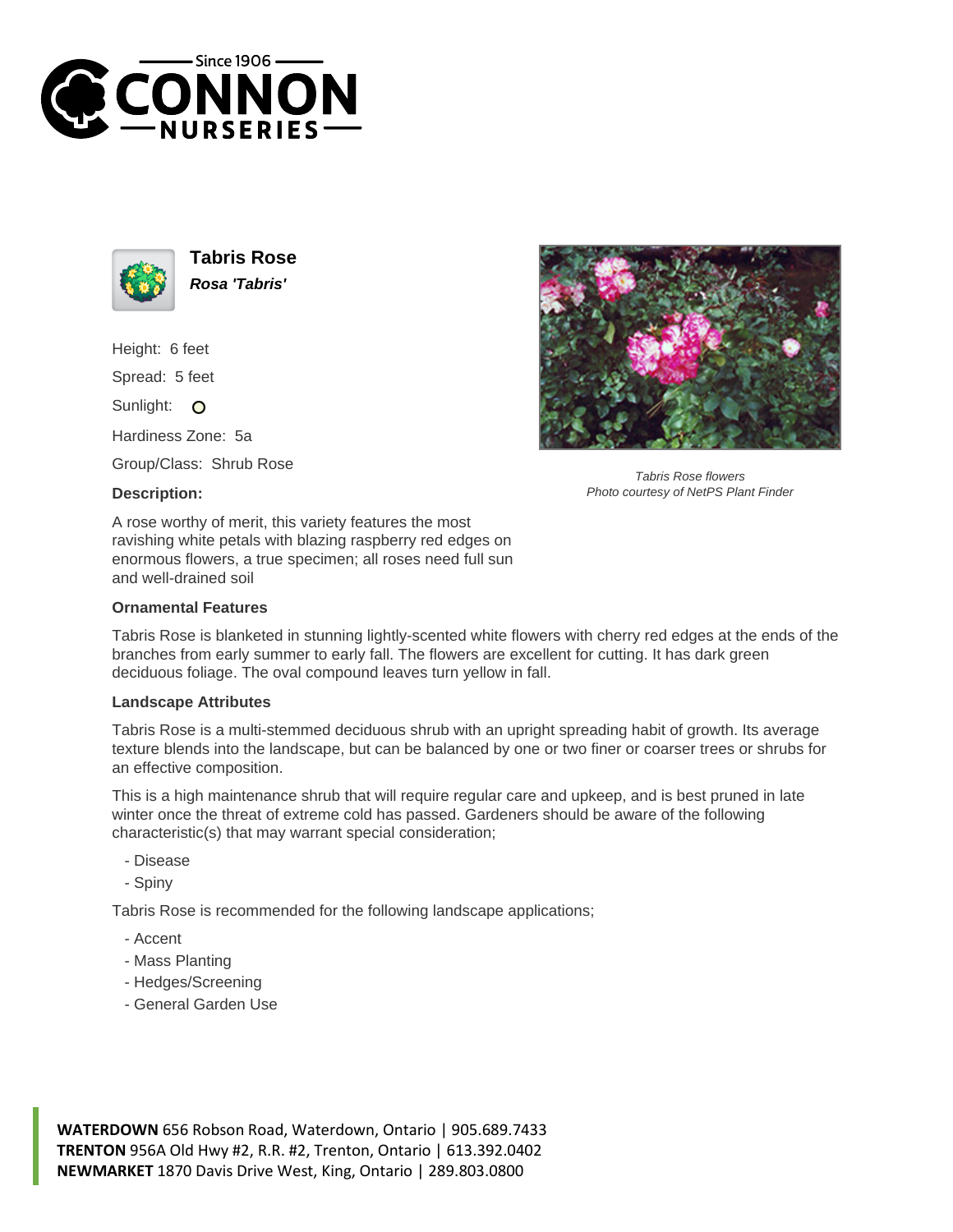# Tabris Rose

***Rosa 'Tabris'***

Height: 6 feet

Spread: 5 feet

Sunlight: O

Hardiness Zone: 5a

Group/Class: Shrub Rose

*Tabris Rose flowers*
*Photo courtesy of NetPS Plant Finder*

### Description:

A rose worthy of merit, this variety features the most ravishing white petals with blazing raspberry red edges on enormous flowers, a true specimen; all roses need full sun and well-drained soil

### Ornamental Features

Tabris Rose is blanketed in stunning lightly-scented white flowers with cherry red edges at the ends of the branches from early summer to early fall. The flowers are excellent for cutting. It has dark green deciduous foliage. The oval compound leaves turn yellow in fall.

### Landscape Attributes

Tabris Rose is a multi-stemmed deciduous shrub with an upright spreading habit of growth. Its average texture blends into the landscape, but can be balanced by one or two finer or coarser trees or shrubs for an effective composition.

This is a high maintenance shrub that will require regular care and upkeep, and is best pruned in late winter once the threat of extreme cold has passed. Gardeners should be aware of the following characteristic(s) that may warrant special consideration;

- Disease
- Spiny

Tabris Rose is recommended for the following landscape applications;

- Accent
- Mass Planting
- Hedges/Screening
- General Garden Use

**WATERDOWN** 656 Robson Road, Waterdown, Ontario | 905.689.7433
**TRENTON** 956A Old Hwy #2, R.R. #2, Trenton, Ontario | 613.392.0402
**NEWMARKET** 1870 Davis Drive West, King, Ontario | 289.803.0800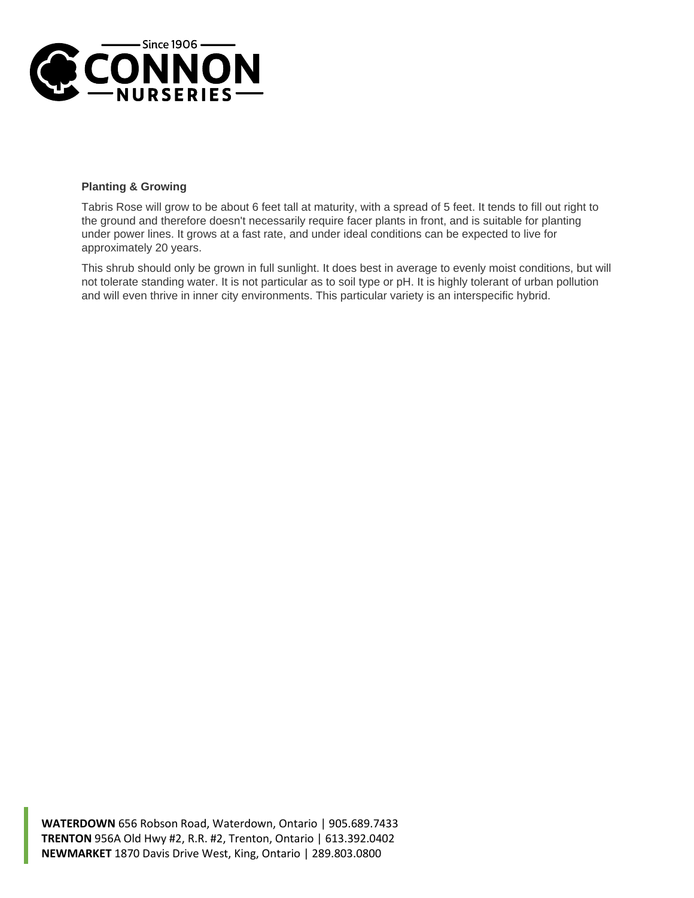### Planting & Growing

Tabris Rose will grow to be about 6 feet tall at maturity, with a spread of 5 feet. It tends to fill out right to the ground and therefore doesn't necessarily require facer plants in front, and is suitable for planting under power lines. It grows at a fast rate, and under ideal conditions can be expected to live for approximately 20 years.

This shrub should only be grown in full sunlight. It does best in average to evenly moist conditions, but will not tolerate standing water. It is not particular as to soil type or pH. It is highly tolerant of urban pollution and will even thrive in inner city environments. This particular variety is an interspecific hybrid.